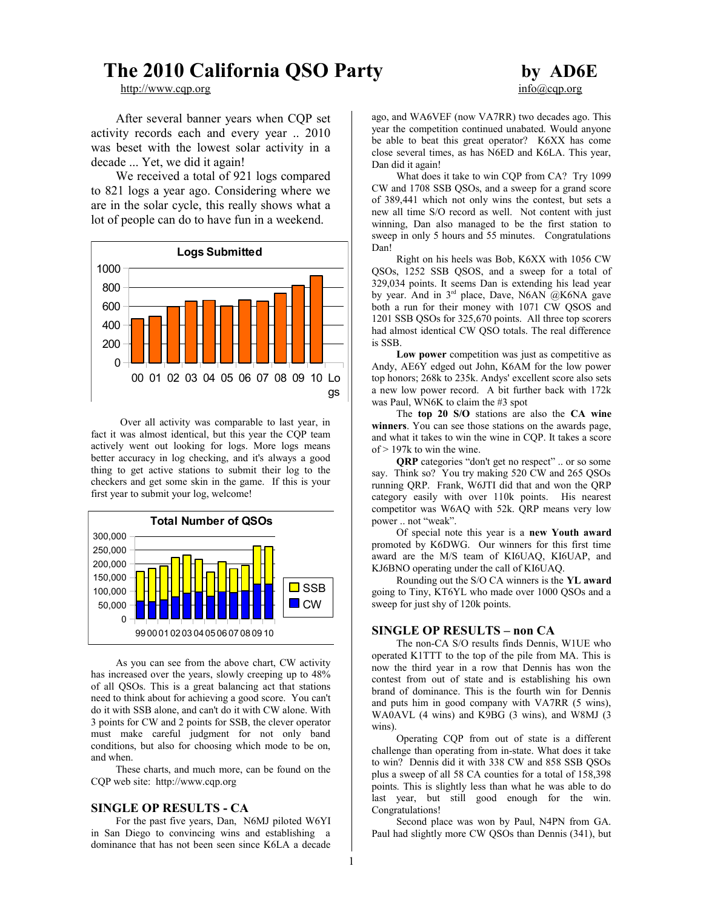# The 2010 California QSO Party

by AD6E

http://www.cqp.org

info@cqp.org

After several banner years when CQP set activity records each and every year .. 2010 was beset with the lowest solar activity in a decade ... Yet, we did it again!

We received a total of 921 logs compared to 821 logs a year ago. Considering where we are in the solar cycle, this really shows what a lot of people can do to have fun in a weekend.

Over all activity was comparable to last year, in fact it was almost identical, but this year the CQP team actively went out looking for logs. More logs means better accuracy in log checking, and it's always a good thing to get active stations to submit their log to the checkers and get some skin in the game. If this is your first year to submit your log, welcome!

As you can see from the above chart, CW activity has increased over the years, slowly creeping up to 48% of all QSOs. This is a great balancing act that stations need to think about for achieving a good score. You can't do it with SSB alone, and can't do it with CW alone. With 3 points for CW and 2 points for SSB, the clever operator must make careful judgment for not only band conditions, but also for choosing which mode to be on, and when.

These charts, and much more, can be found on the CQP web site: http://www.cqp.org

## SINGLE OP RESULTS - CA

For the past five years, Dan, N6MJ piloted W6YI in San Diego to convincing wins and establishing a dominance that has not been seen since K6LA a decade ago, and WA6VEF (now VA7RR) two decades ago. This year the competition continued unabated. Would anyone be able to beat this great operator? K6XX has come close several times, as has N6ED and K6LA. This year, Dan did it again!

What does it take to win CQP from CA? Try 1099 CW and 1708 SSB QSOs, and a sweep for a grand score of 389,441 which not only wins the contest, but sets a new all time S/O record as well. Not content with just winning, Dan also managed to be the first station to sweep in only 5 hours and 55 minutes. Congratulations Dan!

Right on his heels was Bob, K6XX with 1056 CW QSOs, 1252 SSB QSOS, and a sweep for a total of 329,034 points. It seems Dan is extending his lead year by year. And in 3rd place, Dave, N6AN @K6NA gave both a run for their money with 1071 CW QSOS and 1201 SSB QSOs for 325,670 points. All three top scorers had almost identical CW QSO totals. The real difference is SSB.

**Low power** competition was just as competitive as Andy, AE6Y edged out John, K6AM for the low power top honors; 268k to 235k. Andys' excellent score also sets a new low power record. A bit further back with 172k was Paul, WN6K to claim the #3 spot

The **top 20 S/O** stations are also the **CA wine winners**. You can see those stations on the awards page, and what it takes to win the wine in CQP. It takes a score of > 197k to win the wine.

**QRP** categories "don't get no respect" .. or so some say. Think so? You try making 520 CW and 265 QSOs running QRP. Frank, W6JTI did that and won the QRP category easily with over 110k points. His nearest competitor was W6AQ with 52k. QRP means very low power .. not "weak".

Of special note this year is a **new Youth award** promoted by K6DWG. Our winners for this first time award are the M/S team of KI6UAQ, KI6UAP, and KJ6BNO operating under the call of KI6UAQ.

Rounding out the S/O CA winners is the **YL award** going to Tiny, KT6YL who made over 1000 QSOs and a sweep for just shy of 120k points.

## SINGLE OP RESULTS – non CA

The non-CA S/O results finds Dennis, W1UE who operated K1TTT to the top of the pile from MA. This is now the third year in a row that Dennis has won the contest from out of state and is establishing his own brand of dominance. This is the fourth win for Dennis and puts him in good company with VA7RR (5 wins), WA0AVL (4 wins) and K9BG (3 wins), and W8MJ (3 wins).

Operating CQP from out of state is a different challenge than operating from in-state. What does it take to win? Dennis did it with 338 CW and 858 SSB QSOs plus a sweep of all 58 CA counties for a total of 158,398 points. This is slightly less than what he was able to do last year, but still good enough for the win. Congratulations!

Second place was won by Paul, N4PN from GA. Paul had slightly more CW QSOs than Dennis (341), but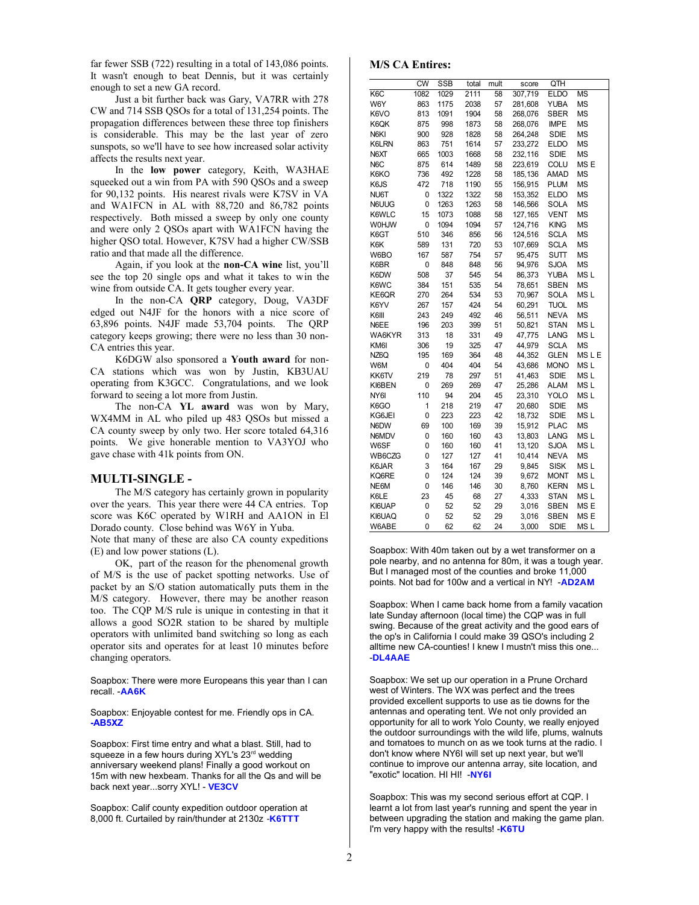far fewer SSB (722) resulting in a total of 143,086 points. It wasn't enough to beat Dennis, but it was certainly enough to set a new GA record.

Just a bit further back was Gary, VA7RR with 278 CW and 714 SSB QSOs for a total of 131,254 points. The propagation differences between these three top finishers is considerable. This may be the last year of zero sunspots, so we'll have to see how increased solar activity affects the results next year.

In the **low power** category, Keith, WA3HAE squeeked out a win from PA with 590 QSOs and a sweep for 90,132 points. His nearest rivals were K7SV in VA and WA1FCN in AL with 88,720 and 86,782 points respectively. Both missed a sweep by only one county and were only 2 QSOs apart with WA1FCN having the higher QSO total. However, K7SV had a higher CW/SSB ratio and that made all the difference.

Again, if you look at the **non-CA wine** list, you'll see the top 20 single ops and what it takes to win the wine from outside CA. It gets tougher every year.

In the non-CA **QRP** category, Doug, VA3DF edged out N4JF for the honors with a nice score of 63,896 points. N4JF made 53,704 points. The QRP category keeps growing; there were no less than 30 non-CA entries this year.

K6DGW also sponsored a **Youth award** for non-CA stations which was won by Justin, KB3UAU operating from K3GCC. Congratulations, and we look forward to seeing a lot more from Justin.

The non-CA **YL award** was won by Mary, WX4MM in AL who piled up 483 QSOs but missed a CA county sweep by only two. Her score totaled 64,316 points. We give honerable mention to VA3YOJ who gave chase with 41k points from ON.

## MULTI-SINGLE -

The M/S category has certainly grown in popularity over the years. This year there were 44 CA entries. Top score was K6C operated by W1RH and AA1ON in El Dorado county. Close behind was W6Y in Yuba.
Note that many of these are also CA county expeditions (E) and low power stations (L).

OK, part of the reason for the phenomenal growth of M/S is the use of packet spotting networks. Use of packet by an S/O station automatically puts them in the M/S category. However, there may be another reason too. The CQP M/S rule is unique in contesting in that it allows a good SO2R station to be shared by multiple operators with unlimited band switching so long as each operator sits and operates for at least 10 minutes before changing operators.

Soapbox: There were more Europeans this year than I can recall. -**AA6K**

Soapbox: Enjoyable contest for me. Friendly ops in CA. **-AB5XZ**

Soapbox: First time entry and what a blast. Still, had to squeeze in a few hours during XYL's 23rd wedding anniversary weekend plans! Finally a good workout on 15m with new hexbeam. Thanks for all the Qs and will be back next year...sorry XYL! - **VE3CV**

Soapbox: Calif county expedition outdoor operation at 8,000 ft. Curtailed by rain/thunder at 2130z -**K6TTT**

### M/S CA Entries:

| | CW | SSB | total | mult | score | QTH | |
|---|---|---|---|---|---|---|---|
| K6C | 1082 | 1029 | 2111 | 58 | 307,719 | ELDO | MS |
| W6Y | 863 | 1175 | 2038 | 57 | 281,608 | YUBA | MS |
| K6VO | 813 | 1091 | 1904 | 58 | 268,076 | SBER | MS |
| K6QK | 875 | 998 | 1873 | 58 | 268,076 | IMPE | MS |
| N6KI | 900 | 928 | 1828 | 58 | 264,248 | SDIE | MS |
| K6LRN | 863 | 751 | 1614 | 57 | 233,272 | ELDO | MS |
| N6XT | 665 | 1003 | 1668 | 58 | 232,116 | SDIE | MS |
| N6C | 875 | 614 | 1489 | 58 | 223,619 | COLU | MS E |
| K6KO | 736 | 492 | 1228 | 58 | 185,136 | AMAD | MS |
| K6JS | 472 | 718 | 1190 | 55 | 156,915 | PLUM | MS |
| NU6T | 0 | 1322 | 1322 | 58 | 153,352 | ELDO | MS |
| N6UUG | 0 | 1263 | 1263 | 58 | 146,566 | SOLA | MS |
| K6WLC | 15 | 1073 | 1088 | 58 | 127,165 | VENT | MS |
| W0HJW | 0 | 1094 | 1094 | 57 | 124,716 | KING | MS |
| K6GT | 510 | 346 | 856 | 56 | 124,516 | SCLA | MS |
| K6K | 589 | 131 | 720 | 53 | 107,669 | SCLA | MS |
| W6BO | 167 | 587 | 754 | 57 | 95,475 | SUTT | MS |
| K6BR | 0 | 848 | 848 | 56 | 94,976 | SJOA | MS |
| K6DW | 508 | 37 | 545 | 54 | 86,373 | YUBA | MS L |
| K6WC | 384 | 151 | 535 | 54 | 78,651 | SBEN | MS |
| KE6QR | 270 | 264 | 534 | 53 | 70,967 | SOLA | MS L |
| K6YV | 267 | 157 | 424 | 54 | 60,291 | TUOL | MS |
| K6III | 243 | 249 | 492 | 46 | 56,511 | NEVA | MS |
| N6EE | 196 | 203 | 399 | 51 | 50,821 | STAN | MS L |
| WA6KYR | 313 | 18 | 331 | 49 | 47,775 | LANG | MS L |
| KM6I | 306 | 19 | 325 | 47 | 44,979 | SCLA | MS |
| NZ6Q | 195 | 169 | 364 | 48 | 44,352 | GLEN | MS L E |
| W6M | 0 | 404 | 404 | 54 | 43,686 | MONO | MS L |
| KK6TV | 219 | 78 | 297 | 51 | 41,463 | SDIE | MS L |
| KI6BEN | 0 | 269 | 269 | 47 | 25,286 | ALAM | MS L |
| NY6I | 110 | 94 | 204 | 45 | 23,310 | YOLO | MS L |
| K6GO | 1 | 218 | 219 | 47 | 20,680 | SDIE | MS L |
| KG6JEI | 0 | 223 | 223 | 42 | 18,732 | SDIE | MS L |
| N6DW | 69 | 100 | 169 | 39 | 15,912 | PLAC | MS |
| N6MDV | 0 | 160 | 160 | 43 | 13,803 | LANG | MS L |
| W6SF | 0 | 160 | 160 | 41 | 13,120 | SJOA | MS L |
| WB6CZG | 0 | 127 | 127 | 41 | 10,414 | NEVA | MS |
| K6JAR | 3 | 164 | 167 | 29 | 9,845 | SISK | MS L |
| KQ6RE | 0 | 124 | 124 | 39 | 9,672 | MONT | MS L |
| NE6M | 0 | 146 | 146 | 30 | 8,760 | KERN | MS L |
| K6LE | 23 | 45 | 68 | 27 | 4,333 | STAN | MS L |
| KI6UAP | 0 | 52 | 52 | 29 | 3,016 | SBEN | MS E |
| KI6UAQ | 0 | 52 | 52 | 29 | 3,016 | SBEN | MS E |
| W6ABE | 0 | 62 | 62 | 24 | 3,000 | SDIE | MS L |

Soapbox: With 40m taken out by a wet transformer on a pole nearby, and no antenna for 80m, it was a tough year. But I managed most of the counties and broke 11,000 points. Not bad for 100w and a vertical in NY! **-AD2AM**

Soapbox: When I came back home from a family vacation late Sunday afternoon (local time) the CQP was in full swing. Because of the great activity and the good ears of the op's in California I could make 39 QSO's including 2 alltime new CA-counties! I knew I mustn't miss this one... **-DL4AAE**

Soapbox: We set up our operation in a Prune Orchard west of Winters. The WX was perfect and the trees provided excellent supports to use as tie downs for the antennas and operating tent. We not only provided an opportunity for all to work Yolo County, we really enjoyed the outdoor surroundings with the wild life, plums, walnuts and tomatoes to munch on as we took turns at the radio. I don't know where NY6I will set up next year, but we'll continue to improve our antenna array, site location, and "exotic" location. HI HI! **-NY6I**

Soapbox: This was my second serious effort at CQP. I learnt a lot from last year's running and spent the year in between upgrading the station and making the game plan. I'm very happy with the results! -**K6TU**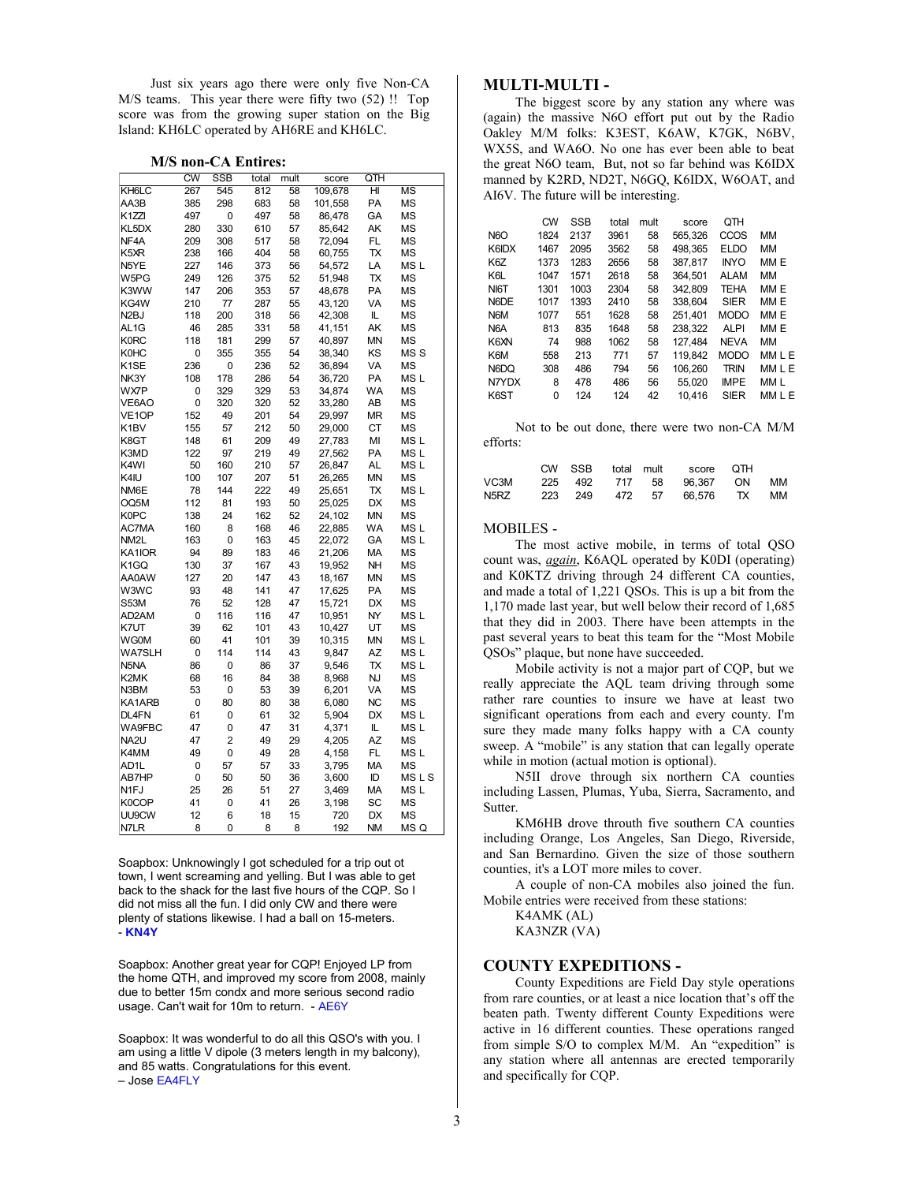Just six years ago there were only five Non-CA M/S teams. This year there were fifty two (52) !! Top score was from the growing super station on the Big Island: KH6LC operated by AH6RE and KH6LC.

**M/S non-CA Entires:**

| | CW | SSB | total | mult | score | QTH | |
|---|---|---|---|---|---|---|---|
| KH6LC | 267 | 545 | 812 | 58 | 109,678 | HI | MS |
| AA3B | 385 | 298 | 683 | 58 | 101,558 | PA | MS |
| K1ZZI | 497 | 0 | 497 | 58 | 86,478 | GA | MS |
| KL5DX | 280 | 330 | 610 | 57 | 85,642 | AK | MS |
| NF4A | 209 | 308 | 517 | 58 | 72,094 | FL | MS |
| K5XR | 238 | 166 | 404 | 58 | 60,755 | TX | MS |
| N5YE | 227 | 146 | 373 | 56 | 54,572 | LA | MS L |
| W5PG | 249 | 126 | 375 | 52 | 51,948 | TX | MS |
| K3WW | 147 | 206 | 353 | 57 | 48,678 | PA | MS |
| KG4W | 210 | 77 | 287 | 55 | 43,120 | VA | MS |
| N2BJ | 118 | 200 | 318 | 56 | 42,308 | IL | MS |
| AL1G | 46 | 285 | 331 | 58 | 41,151 | AK | MS |
| K0RC | 118 | 181 | 299 | 57 | 40,897 | MN | MS |
| K0HC | 0 | 355 | 355 | 54 | 38,340 | KS | MS S |
| K1SE | 236 | 0 | 236 | 52 | 36,894 | VA | MS |
| NK3Y | 108 | 178 | 286 | 54 | 36,720 | PA | MS L |
| WX7P | 0 | 329 | 329 | 53 | 34,874 | WA | MS |
| VE6AO | 0 | 320 | 320 | 52 | 33,280 | AB | MS |
| VE1OP | 152 | 49 | 201 | 54 | 29,997 | MR | MS |
| K1BV | 155 | 57 | 212 | 50 | 29,000 | CT | MS |
| K8GT | 148 | 61 | 209 | 49 | 27,783 | MI | MS L |
| K3MD | 122 | 97 | 219 | 49 | 27,562 | PA | MS L |
| K4WI | 50 | 160 | 210 | 57 | 26,847 | AL | MS L |
| K4IU | 100 | 107 | 207 | 51 | 26,265 | MN | MS |
| NM6E | 78 | 144 | 222 | 49 | 25,651 | TX | MS L |
| OQ5M | 112 | 81 | 193 | 50 | 25,025 | DX | MS |
| K0PC | 138 | 24 | 162 | 52 | 24,102 | MN | MS |
| AC7MA | 160 | 8 | 168 | 46 | 22,885 | WA | MS L |
| NM2L | 163 | 0 | 163 | 45 | 22,072 | GA | MS L |
| KA1IOR | 94 | 89 | 183 | 46 | 21,206 | MA | MS |
| K1GQ | 130 | 37 | 167 | 43 | 19,952 | NH | MS |
| AA0AW | 127 | 20 | 147 | 43 | 18,167 | MN | MS |
| W3WC | 93 | 48 | 141 | 47 | 17,625 | PA | MS |
| S53M | 76 | 52 | 128 | 47 | 15,721 | DX | MS |
| AD2AM | 0 | 116 | 116 | 47 | 10,951 | NY | MS L |
| K7UT | 39 | 62 | 101 | 43 | 10,427 | UT | MS |
| WG0M | 60 | 41 | 101 | 39 | 10,315 | MN | MS L |
| WA7SLH | 0 | 114 | 114 | 43 | 9,847 | AZ | MS L |
| N5NA | 86 | 0 | 86 | 37 | 9,546 | TX | MS L |
| K2MK | 68 | 16 | 84 | 38 | 8,968 | NJ | MS |
| N3BM | 53 | 0 | 53 | 39 | 6,201 | VA | MS |
| KA1ARB | 0 | 80 | 80 | 38 | 6,080 | NC | MS |
| DL4FN | 61 | 0 | 61 | 32 | 5,904 | DX | MS L |
| WA9FBC | 47 | 0 | 47 | 31 | 4,371 | IL | MS L |
| NA2U | 47 | 2 | 49 | 29 | 4,205 | AZ | MS |
| K4MM | 49 | 0 | 49 | 28 | 4,158 | FL | MS L |
| AD1L | 0 | 57 | 57 | 33 | 3,795 | MA | MS |
| AB7HP | 0 | 50 | 50 | 36 | 3,600 | ID | MS L S |
| N1FJ | 25 | 26 | 51 | 27 | 3,469 | MA | MS L |
| K0COP | 41 | 0 | 41 | 26 | 3,198 | SC | MS |
| UU9CW | 12 | 6 | 18 | 15 | 720 | DX | MS |
| N7LR | 8 | 0 | 8 | 8 | 192 | NM | MS Q |

Soapbox: Unknowingly I got scheduled for a trip out ot town, I went screaming and yelling. But I was able to get back to the shack for the last five hours of the CQP. So I did not miss all the fun. I did only CW and there were plenty of stations likewise. I had a ball on 15-meters. - **KN4Y**

Soapbox: Another great year for CQP! Enjoyed LP from the home QTH, and improved my score from 2008, mainly due to better 15m condx and more serious second radio usage. Can't wait for 10m to return. - AE6Y

Soapbox: It was wonderful to do all this QSO's with you. I am using a little V dipole (3 meters length in my balcony), and 85 watts. Congratulations for this event.
– Jose EA4FLY

## MULTI-MULTI -

The biggest score by any station any where was (again) the massive N6O effort put out by the Radio Oakley M/M folks: K3EST, K6AW, K7GK, N6BV, WX5S, and WA6O. No one has ever been able to beat the great N6O team, But, not so far behind was K6IDX manned by K2RD, ND2T, N6GQ, K6IDX, W6OAT, and AI6V. The future will be interesting.

| | CW | SSB | total | mult | score | QTH | |
|---|---|---|---|---|---|---|---|
| N6O | 1824 | 2137 | 3961 | 58 | 565,326 | CCOS | MM |
| K6IDX | 1467 | 2095 | 3562 | 58 | 498,365 | ELDO | MM |
| K6Z | 1373 | 1283 | 2656 | 58 | 387,817 | INYO | MM E |
| K6L | 1047 | 1571 | 2618 | 58 | 364,501 | ALAM | MM |
| NI6T | 1301 | 1003 | 2304 | 58 | 342,809 | TEHA | MM E |
| N6DE | 1017 | 1393 | 2410 | 58 | 338,604 | SIER | MM E |
| N6M | 1077 | 551 | 1628 | 58 | 251,401 | MODO | MM E |
| N6A | 813 | 835 | 1648 | 58 | 238,322 | ALPI | MM E |
| K6XN | 74 | 988 | 1062 | 58 | 127,484 | NEVA | MM |
| K6M | 558 | 213 | 771 | 57 | 119,842 | MODO | MM L E |
| N6DQ | 308 | 486 | 794 | 56 | 106,260 | TRIN | MM L E |
| N7YDX | 8 | 478 | 486 | 56 | 55,020 | IMPE | MM L |
| K6ST | 0 | 124 | 124 | 42 | 10,416 | SIER | MM L E |

Not to be out done, there were two non-CA M/M efforts:

| | CW | SSB | total | mult | score | QTH | |
|---|---|---|---|---|---|---|---|
| VC3M | 225 | 492 | 717 | 58 | 96,367 | ON | MM |
| N5RZ | 223 | 249 | 472 | 57 | 66,576 | TX | MM |

## MOBILES -

The most active mobile, in terms of total QSO count was, ***again***, K6AQL operated by K0DI (operating) and K0KTZ driving through 24 different CA counties, and made a total of 1,221 QSOs. This is up a bit from the 1,170 made last year, but well below their record of 1,685 that they did in 2003. There have been attempts in the past several years to beat this team for the "Most Mobile QSOs" plaque, but none have succeeded.

Mobile activity is not a major part of CQP, but we really appreciate the AQL team driving through some rather rare counties to insure we have at least two significant operations from each and every county. I'm sure they made many folks happy with a CA county sweep. A "mobile" is any station that can legally operate while in motion (actual motion is optional).

N5II drove through six northern CA counties including Lassen, Plumas, Yuba, Sierra, Sacramento, and Sutter.

KM6HB drove throuth five southern CA counties including Orange, Los Angeles, San Diego, Riverside, and San Bernardino. Given the size of those southern counties, it's a LOT more miles to cover.

A couple of non-CA mobiles also joined the fun. Mobile entries were received from these stations:

K4AMK (AL)
KA3NZR (VA)

## COUNTY EXPEDITIONS -

County Expeditions are Field Day style operations from rare counties, or at least a nice location that's off the beaten path. Twenty different County Expeditions were active in 16 different counties. These operations ranged from simple S/O to complex M/M. An "expedition" is any station where all antennas are erected temporarily and specifically for CQP.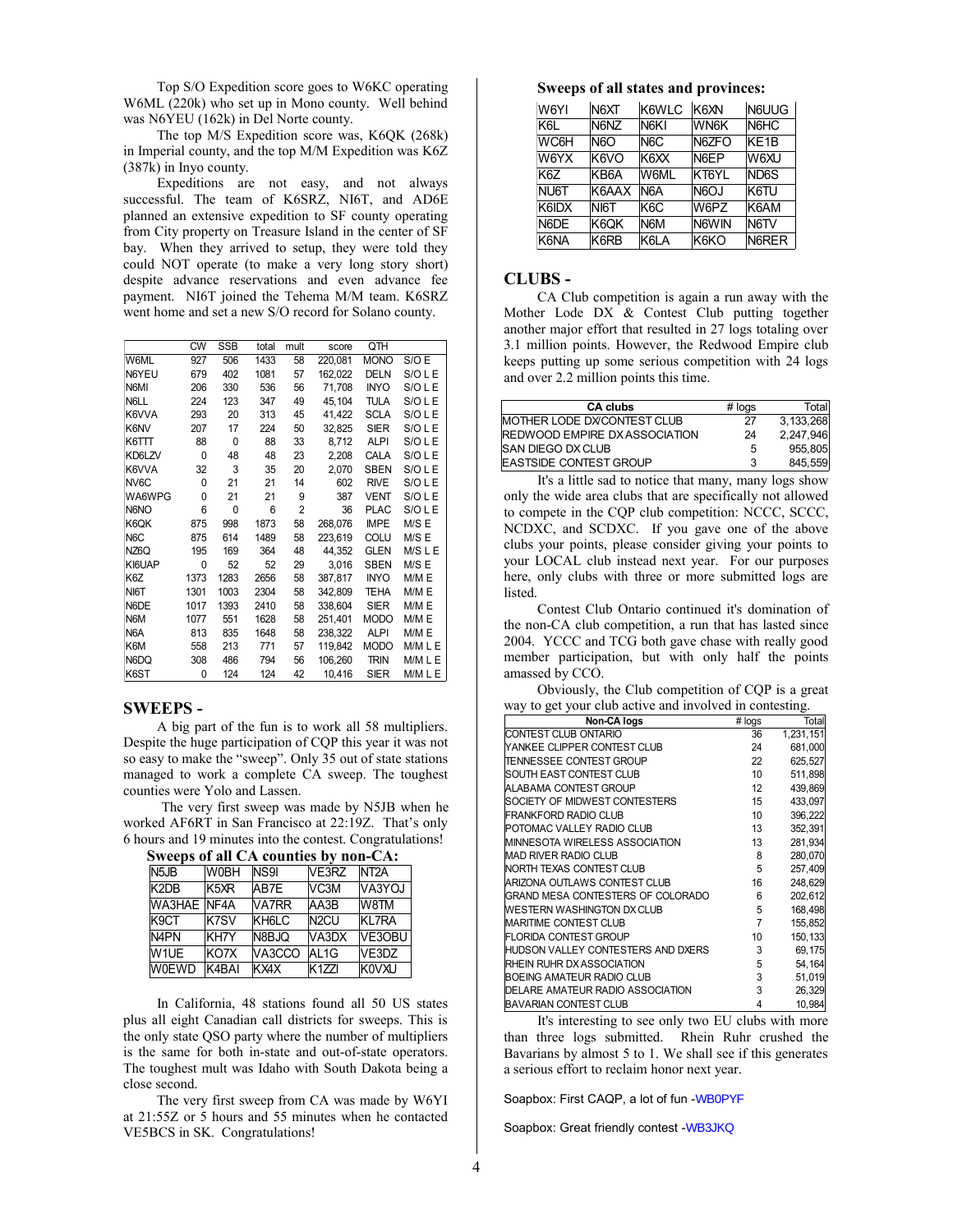Top S/O Expedition score goes to W6KC operating W6ML (220k) who set up in Mono county. Well behind was N6YEU (162k) in Del Norte county.

The top M/S Expedition score was, K6QK (268k) in Imperial county, and the top M/M Expedition was K6Z (387k) in Inyo county.

Expeditions are not easy, and not always successful. The team of K6SRZ, NI6T, and AD6E planned an extensive expedition to SF county operating from City property on Treasure Island in the center of SF bay. When they arrived to setup, they were told they could NOT operate (to make a very long story short) despite advance reservations and even advance fee payment. NI6T joined the Tehema M/M team. K6SRZ went home and set a new S/O record for Solano county.

| | CW | SSB | total | mult | score | QTH | |
|---|---|---|---|---|---|---|---|
| W6ML | 927 | 506 | 1433 | 58 | 220,081 | MONO | S/O E |
| N6YEU | 679 | 402 | 1081 | 57 | 162,022 | DELN | S/O L E |
| N6MI | 206 | 330 | 536 | 56 | 71,708 | INYO | S/O L E |
| N6LL | 224 | 123 | 347 | 49 | 45,104 | TULA | S/O L E |
| K6VVA | 293 | 20 | 313 | 45 | 41,422 | SCLA | S/O L E |
| K6NV | 207 | 17 | 224 | 50 | 32,825 | SIER | S/O L E |
| K6TTT | 88 | 0 | 88 | 33 | 8,712 | ALPI | S/O L E |
| KD6LZV | 0 | 48 | 48 | 23 | 2,208 | CALA | S/O L E |
| K6VVA | 32 | 3 | 35 | 20 | 2,070 | SBEN | S/O L E |
| NV6C | 0 | 21 | 21 | 14 | 602 | RIVE | S/O L E |
| WA6WPG | 0 | 21 | 21 | 9 | 387 | VENT | S/O L E |
| N6NO | 6 | 0 | 6 | 2 | 36 | PLAC | S/O L E |
| K6QK | 875 | 998 | 1873 | 58 | 268,076 | IMPE | M/S E |
| N6C | 875 | 614 | 1489 | 58 | 223,619 | COLU | M/S E |
| NZ6Q | 195 | 169 | 364 | 48 | 44,352 | GLEN | M/S L E |
| KI6UAP | 0 | 52 | 52 | 29 | 3,016 | SBEN | M/S E |
| K6Z | 1373 | 1283 | 2656 | 58 | 387,817 | INYO | M/M E |
| NI6T | 1301 | 1003 | 2304 | 58 | 342,809 | TEHA | M/M E |
| N6DE | 1017 | 1393 | 2410 | 58 | 338,604 | SIER | M/M E |
| N6M | 1077 | 551 | 1628 | 58 | 251,401 | MODO | M/M E |
| N6A | 813 | 835 | 1648 | 58 | 238,322 | ALPI | M/M E |
| K6M | 558 | 213 | 771 | 57 | 119,842 | MODO | M/M L E |
| N6DQ | 308 | 486 | 794 | 56 | 106,260 | TRIN | M/M L E |
| K6ST | 0 | 124 | 124 | 42 | 10,416 | SIER | M/M L E |

## SWEEPS -

A big part of the fun is to work all 58 multipliers. Despite the huge participation of CQP this year it was not so easy to make the "sweep". Only 35 out of state stations managed to work a complete CA sweep. The toughest counties were Yolo and Lassen.

The very first sweep was made by N5JB when he worked AF6RT in San Francisco at 22:19Z. That's only 6 hours and 19 minutes into the contest. Congratulations!

**Sweeps of all CA counties by non-CA:**

| | | | | |
|---|---|---|---|---|
| N5JB | W0BH | NS9I | VE3RZ | NT2A |
| K2DB | K5XR | AB7E | VC3M | VA3YOJ |
| WA3HAE | NF4A | VA7RR | AA3B | W8TM |
| K9CT | K7SV | KH6LC | N2CU | KL7RA |
| N4PN | KH7Y | N8BJQ | VA3DX | VE3OBU |
| W1UE | KO7X | VA3CCO | AL1G | VE3DZ |
| W0EWD | K4BAI | KX4X | K1ZZI | K0VXU |

In California, 48 stations found all 50 US states plus all eight Canadian call districts for sweeps. This is the only state QSO party where the number of multipliers is the same for both in-state and out-of-state operators. The toughest mult was Idaho with South Dakota being a close second.

The very first sweep from CA was made by W6YI at 21:55Z or 5 hours and 55 minutes when he contacted VE5BCS in SK. Congratulations!

**Sweeps of all states and provinces:**

| | | | | |
|---|---|---|---|---|
| W6YI | N6XT | K6WLC | K6XN | N6UUG |
| K6L | N6NZ | N6KI | WN6K | N6HC |
| WC6H | N6O | N6C | N6ZFO | KE1B |
| W6YX | K6VO | K6XX | N6EP | W6XU |
| K6Z | KB6A | W6ML | KT6YL | ND6S |
| NU6T | K6AAX | N6A | N6OJ | K6TU |
| K6IDX | NI6T | K6C | W6PZ | K6AM |
| N6DE | K6QK | N6M | N6WIN | N6TV |
| K6NA | K6RB | K6LA | K6KO | N6RER |

## CLUBS -

CA Club competition is again a run away with the Mother Lode DX & Contest Club putting together another major effort that resulted in 27 logs totaling over 3.1 million points. However, the Redwood Empire club keeps putting up some serious competition with 24 logs and over 2.2 million points this time.

| CA clubs | # logs | Total |
|---|---|---|
| MOTHER LODE DX/CONTEST CLUB | 27 | 3,133,268 |
| REDWOOD EMPIRE DX ASSOCIATION | 24 | 2,247,946 |
| SAN DIEGO DX CLUB | 5 | 955,805 |
| EASTSIDE CONTEST GROUP | 3 | 845,559 |

It's a little sad to notice that many, many logs show only the wide area clubs that are specifically not allowed to compete in the CQP club competition: NCCC, SCCC, NCDXC, and SCDXC. If you gave one of the above clubs your points, please consider giving your points to your LOCAL club instead next year. For our purposes here, only clubs with three or more submitted logs are listed.

Contest Club Ontario continued it's domination of the non-CA club competition, a run that has lasted since 2004. YCCC and TCG both gave chase with really good member participation, but with only half the points amassed by CCO.

Obviously, the Club competition of CQP is a great way to get your club active and involved in contesting.

| Non-CA logs | # logs | Total |
|---|---|---|
| CONTEST CLUB ONTARIO | 36 | 1,231,151 |
| YANKEE CLIPPER CONTEST CLUB | 24 | 681,000 |
| TENNESSEE CONTEST GROUP | 22 | 625,527 |
| SOUTH EAST CONTEST CLUB | 10 | 511,898 |
| ALABAMA CONTEST GROUP | 12 | 439,869 |
| SOCIETY OF MIDWEST CONTESTERS | 15 | 433,097 |
| FRANKFORD RADIO CLUB | 10 | 396,222 |
| POTOMAC VALLEY RADIO CLUB | 13 | 352,391 |
| MINNESOTA WIRELESS ASSOCIATION | 13 | 281,934 |
| MAD RIVER RADIO CLUB | 8 | 280,070 |
| NORTH TEXAS CONTEST CLUB | 5 | 257,409 |
| ARIZONA OUTLAWS CONTEST CLUB | 16 | 248,629 |
| GRAND MESA CONTESTERS OF COLORADO | 6 | 202,612 |
| WESTERN WASHINGTON DX CLUB | 5 | 168,498 |
| MARITIME CONTEST CLUB | 7 | 155,852 |
| FLORIDA CONTEST GROUP | 10 | 150,133 |
| HUDSON VALLEY CONTESTERS AND DXERS | 3 | 69,175 |
| RHEIN RUHR DX ASSOCIATION | 5 | 54,164 |
| BOEING AMATEUR RADIO CLUB | 3 | 51,019 |
| DELARE AMATEUR RADIO ASSOCIATION | 3 | 26,329 |
| BAVARIAN CONTEST CLUB | 4 | 10,984 |

It's interesting to see only two EU clubs with more than three logs submitted. Rhein Ruhr crushed the Bavarians by almost 5 to 1. We shall see if this generates a serious effort to reclaim honor next year.

Soapbox: First CAQP, a lot of fun -WB0PYF

Soapbox: Great friendly contest -WB3JKQ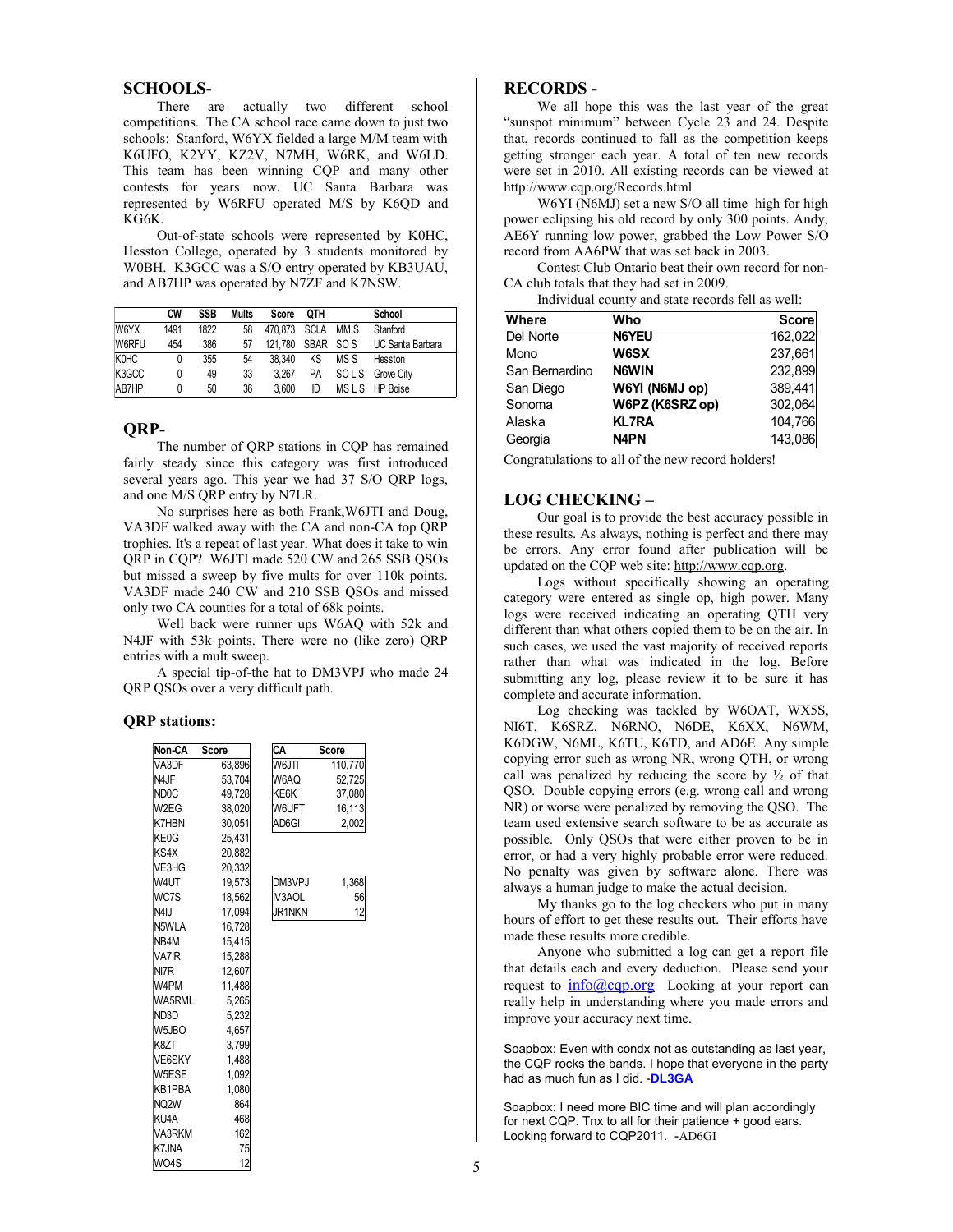## SCHOOLS-

There are actually two different school competitions. The CA school race came down to just two schools: Stanford, W6YX fielded a large M/M team with K6UFO, K2YY, KZ2V, N7MH, W6RK, and W6LD. This team has been winning CQP and many other contests for years now. UC Santa Barbara was represented by W6RFU operated M/S by K6QD and KG6K.

Out-of-state schools were represented by K0HC, Hesston College, operated by 3 students monitored by W0BH. K3GCC was a S/O entry operated by KB3UAU, and AB7HP was operated by N7ZF and K7NSW.

| | CW | SSB | Mults | Score | QTH | | School |
|---|---|---|---|---|---|---|---|
| W6YX | 1491 | 1822 | 58 | 470,873 | SCLA | MM S | Stanford |
| W6RFU | 454 | 386 | 57 | 121,780 | SBAR | SO S | UC Santa Barbara |
| K0HC | 0 | 355 | 54 | 38,340 | KS | MS S | Hesston |
| K3GCC | 0 | 49 | 33 | 3,267 | PA | SO L S | Grove City |
| AB7HP | 0 | 50 | 36 | 3,600 | ID | MS L S | HP Boise |

## QRP-

The number of QRP stations in CQP has remained fairly steady since this category was first introduced several years ago. This year we had 37 S/O QRP logs, and one M/S QRP entry by N7LR.

No surprises here as both Frank,W6JTI and Doug, VA3DF walked away with the CA and non-CA top QRP trophies. It's a repeat of last year. What does it take to win QRP in CQP? W6JTI made 520 CW and 265 SSB QSOs but missed a sweep by five mults for over 110k points. VA3DF made 240 CW and 210 SSB QSOs and missed only two CA counties for a total of 68k points.

Well back were runner ups W6AQ with 52k and N4JF with 53k points. There were no (like zero) QRP entries with a mult sweep.

A special tip-of-the hat to DM3VPJ who made 24 QRP QSOs over a very difficult path.

### QRP stations:

| Non-CA | Score |
|---|---|
| VA3DF | 63,896 |
| N4JF | 53,704 |
| ND0C | 49,728 |
| W2EG | 38,020 |
| K7HBN | 30,051 |
| KE0G | 25,431 |
| KS4X | 20,882 |
| VE3HG | 20,332 |
| W4UT | 19,573 |
| WC7S | 18,562 |
| N4IJ | 17,094 |
| N5WLA | 16,728 |
| NB4M | 15,415 |
| VA7IR | 15,288 |
| NI7R | 12,607 |
| W4PM | 11,488 |
| WA5RML | 5,265 |
| ND3D | 5,232 |
| W5JBO | 4,657 |
| K8ZT | 3,799 |
| VE6SKY | 1,488 |
| W5ESE | 1,092 |
| KB1PBA | 1,080 |
| NQ2W | 864 |
| KU4A | 468 |
| VA3RKM | 162 |
| K7JNA | 75 |
| WO4S | 12 |

| CA | Score |
|---|---|
| W6JTI | 110,770 |
| W6AQ | 52,725 |
| KE6K | 37,080 |
| W6UFT | 16,113 |
| AD6GI | 2,002 |

| | |
|---|---|
| DM3VPJ | 1,368 |
| IV3AOL | 56 |
| JR1NKN | 12 |

## RECORDS -

We all hope this was the last year of the great "sunspot minimum" between Cycle 23 and 24. Despite that, records continued to fall as the competition keeps getting stronger each year. A total of ten new records were set in 2010. All existing records can be viewed at http://www.cqp.org/Records.html

W6YI (N6MJ) set a new S/O all time high for high power eclipsing his old record by only 300 points. Andy, AE6Y running low power, grabbed the Low Power S/O record from AA6PW that was set back in 2003.

Contest Club Ontario beat their own record for non-CA club totals that they had set in 2009.

Individual county and state records fell as well:

| Where | Who | Score |
|---|---|---|
| Del Norte | **N6YEU** | 162,022 |
| Mono | **W6SX** | 237,661 |
| San Bernardino | **N6WIN** | 232,899 |
| San Diego | **W6YI (N6MJ op)** | 389,441 |
| Sonoma | **W6PZ (K6SRZ op)** | 302,064 |
| Alaska | **KL7RA** | 104,766 |
| Georgia | **N4PN** | 143,086 |

Congratulations to all of the new record holders!

## LOG CHECKING –

Our goal is to provide the best accuracy possible in these results. As always, nothing is perfect and there may be errors. Any error found after publication will be updated on the CQP web site: http://www.cqp.org.

Logs without specifically showing an operating category were entered as single op, high power. Many logs were received indicating an operating QTH very different than what others copied them to be on the air. In such cases, we used the vast majority of received reports rather than what was indicated in the log. Before submitting any log, please review it to be sure it has complete and accurate information.

Log checking was tackled by W6OAT, WX5S, NI6T, K6SRZ, N6RNO, N6DE, K6XX, N6WM, K6DGW, N6ML, K6TU, K6TD, and AD6E. Any simple copying error such as wrong NR, wrong QTH, or wrong call was penalized by reducing the score by ½ of that QSO. Double copying errors (e.g. wrong call and wrong NR) or worse were penalized by removing the QSO. The team used extensive search software to be as accurate as possible. Only QSOs that were either proven to be in error, or had a very highly probable error were reduced. No penalty was given by software alone. There was always a human judge to make the actual decision.

My thanks go to the log checkers who put in many hours of effort to get these results out. Their efforts have made these results more credible.

Anyone who submitted a log can get a report file that details each and every deduction. Please send your request to info@cqp.org Looking at your report can really help in understanding where you made errors and improve your accuracy next time.

Soapbox: Even with condx not as outstanding as last year, the CQP rocks the bands. I hope that everyone in the party had as much fun as I did. -**DL3GA**

Soapbox: I need more BIC time and will plan accordingly for next CQP. Tnx to all for their patience + good ears. Looking forward to CQP2011. -AD6GI